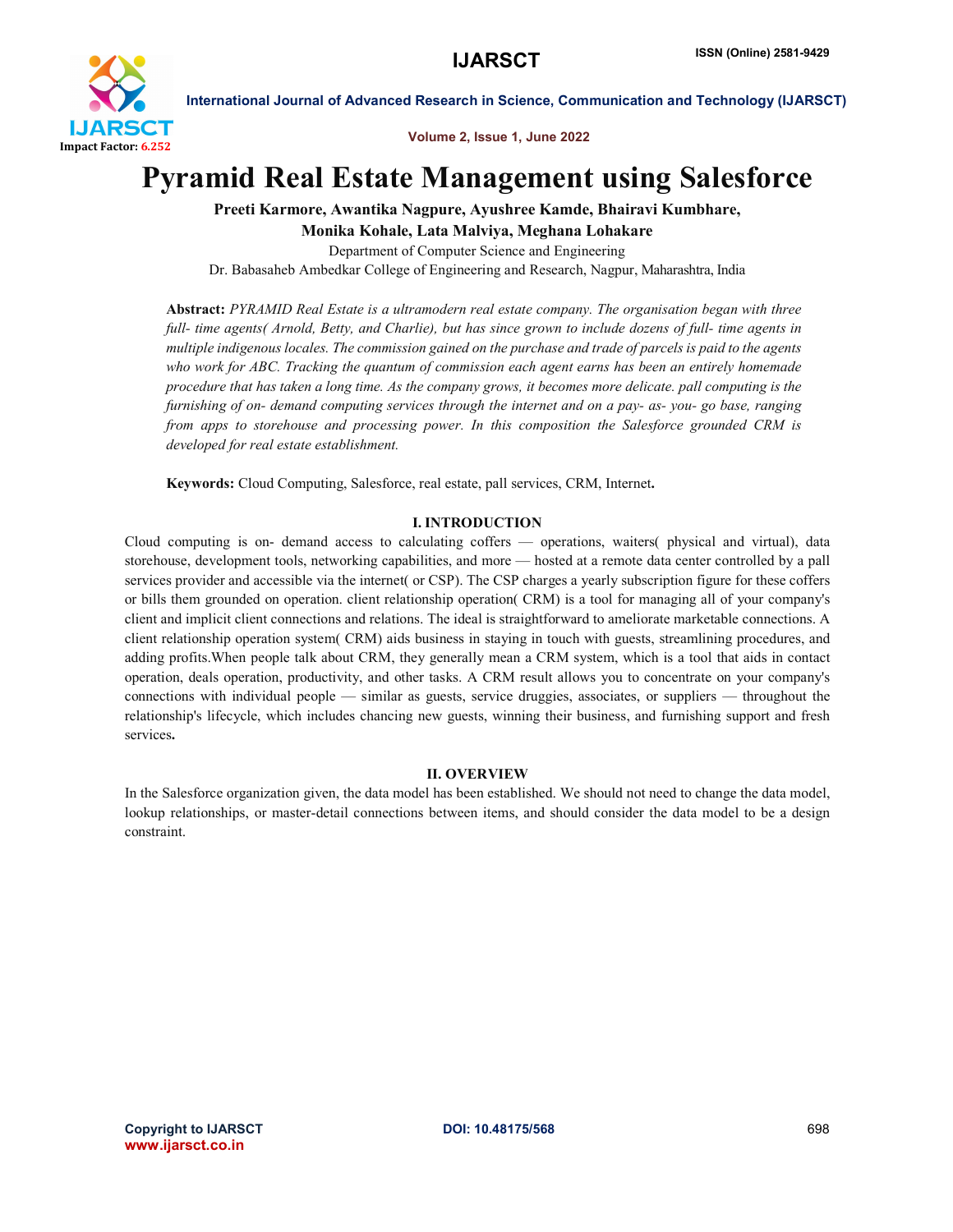# Pyramid Real Estate Management using Salesforce

**Preeti Karmore, Awantika Nagpure, Ayushree Kamde, Bhairavi Kumbhare, Monika Kohale, Lata Malviya, Meghana Lohakare**

Department of Computer Science and Engineering

Dr. Babasaheb Ambedkar College of Engineering and Research, Nagpur, Maharashtra, India

**Abstract:** *PYRAMID Real Estate is a ultramodern real estate company. The organisation began with three full- time agents( Arnold, Betty, and Charlie), but has since grown to include dozens of full- time agents in multiple indigenous locales. The commission gained on the purchase and trade of parcels is paid to the agents who work for ABC. Tracking the quantum of commission each agent earns has been an entirely homemade procedure that has taken a long time. As the company grows, it becomes more delicate. pall computing is the furnishing of on- demand computing services through the internet and on a pay- as- you- go base, ranging from apps to storehouse and processing power. In this composition the Salesforce grounded CRM is developed for real estate establishment.*

**Keywords:** Cloud Computing, Salesforce, real estate, pall services, CRM, Internet**.**

## I. INTRODUCTION

Cloud computing is on- demand access to calculating coffers — operations, waiters( physical and virtual), data storehouse, development tools, networking capabilities, and more — hosted at a remote data center controlled by a pall services provider and accessible via the internet( or CSP). The CSP charges a yearly subscription figure for these coffers or bills them grounded on operation. client relationship operation( CRM) is a tool for managing all of your company's client and implicit client connections and relations. The ideal is straightforward to ameliorate marketable connections. A client relationship operation system( CRM) aids business in staying in touch with guests, streamlining procedures, and adding profits.When people talk about CRM, they generally mean a CRM system, which is a tool that aids in contact operation, deals operation, productivity, and other tasks. A CRM result allows you to concentrate on your company's connections with individual people — similar as guests, service druggies, associates, or suppliers — throughout the relationship's lifecycle, which includes chancing new guests, winning their business, and furnishing support and fresh services**.**

## II. OVERVIEW

In the Salesforce organization given, the data model has been established. We should not need to change the data model, lookup relationships, or master-detail connections between items, and should consider the data model to be a design constraint.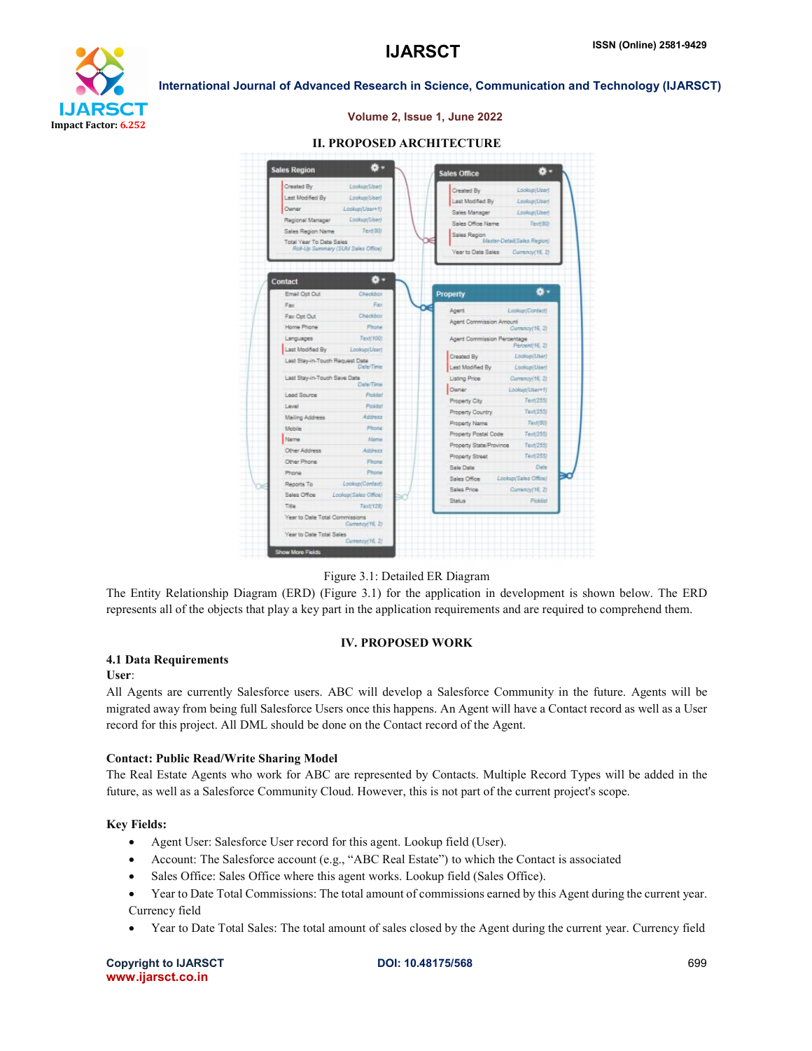## II. PROPOSED ARCHITECTURE

Figure 3.1: Detailed ER Diagram

The Entity Relationship Diagram (ERD) (Figure 3.1) for the application in development is shown below. The ERD represents all of the objects that play a key part in the application requirements and are required to comprehend them.

## IV. PROPOSED WORK

### 4.1 Data Requirements

**User**:

All Agents are currently Salesforce users. ABC will develop a Salesforce Community in the future. Agents will be migrated away from being full Salesforce Users once this happens. An Agent will have a Contact record as well as a User record for this project. All DML should be done on the Contact record of the Agent.

**Contact: Public Read/Write Sharing Model**

The Real Estate Agents who work for ABC are represented by Contacts. Multiple Record Types will be added in the future, as well as a Salesforce Community Cloud. However, this is not part of the current project's scope.

**Key Fields:**

- Agent User: Salesforce User record for this agent. Lookup field (User).
- Account: The Salesforce account (e.g., "ABC Real Estate") to which the Contact is associated
- Sales Office: Sales Office where this agent works. Lookup field (Sales Office).
- Year to Date Total Commissions: The total amount of commissions earned by this Agent during the current year. Currency field
- Year to Date Total Sales: The total amount of sales closed by the Agent during the current year. Currency field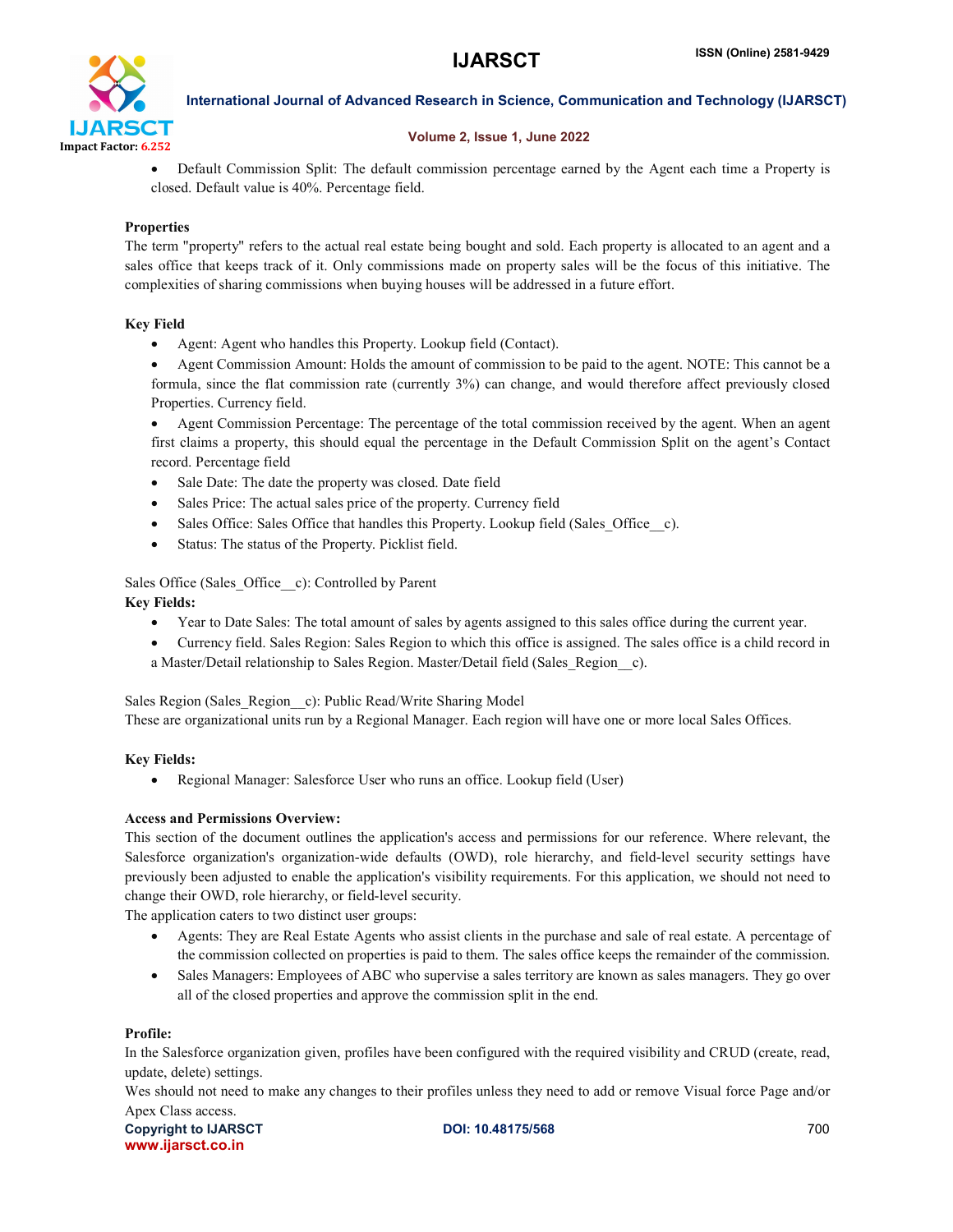- Default Commission Split: The default commission percentage earned by the Agent each time a Property is closed. Default value is 40%. Percentage field.

**Properties**

The term "property" refers to the actual real estate being bought and sold. Each property is allocated to an agent and a sales office that keeps track of it. Only commissions made on property sales will be the focus of this initiative. The complexities of sharing commissions when buying houses will be addressed in a future effort.

**Key Field**

- Agent: Agent who handles this Property. Lookup field (Contact).
- Agent Commission Amount: Holds the amount of commission to be paid to the agent. NOTE: This cannot be a formula, since the flat commission rate (currently 3%) can change, and would therefore affect previously closed Properties. Currency field.
- Agent Commission Percentage: The percentage of the total commission received by the agent. When an agent first claims a property, this should equal the percentage in the Default Commission Split on the agent's Contact record. Percentage field
- Sale Date: The date the property was closed. Date field
- Sales Price: The actual sales price of the property. Currency field
- Sales Office: Sales Office that handles this Property. Lookup field (Sales_Office__c).
- Status: The status of the Property. Picklist field.

Sales Office (Sales_Office__c): Controlled by Parent

**Key Fields:**

- Year to Date Sales: The total amount of sales by agents assigned to this sales office during the current year.
- Currency field. Sales Region: Sales Region to which this office is assigned. The sales office is a child record in a Master/Detail relationship to Sales Region. Master/Detail field (Sales_Region__c).

Sales Region (Sales_Region__c): Public Read/Write Sharing Model

These are organizational units run by a Regional Manager. Each region will have one or more local Sales Offices.

**Key Fields:**

- Regional Manager: Salesforce User who runs an office. Lookup field (User)

**Access and Permissions Overview:**

This section of the document outlines the application's access and permissions for our reference. Where relevant, the Salesforce organization's organization-wide defaults (OWD), role hierarchy, and field-level security settings have previously been adjusted to enable the application's visibility requirements. For this application, we should not need to change their OWD, role hierarchy, or field-level security.

The application caters to two distinct user groups:

- Agents: They are Real Estate Agents who assist clients in the purchase and sale of real estate. A percentage of the commission collected on properties is paid to them. The sales office keeps the remainder of the commission.
- Sales Managers: Employees of ABC who supervise a sales territory are known as sales managers. They go over all of the closed properties and approve the commission split in the end.

**Profile:**

In the Salesforce organization given, profiles have been configured with the required visibility and CRUD (create, read, update, delete) settings.

Wes should not need to make any changes to their profiles unless they need to add or remove Visual force Page and/or Apex Class access.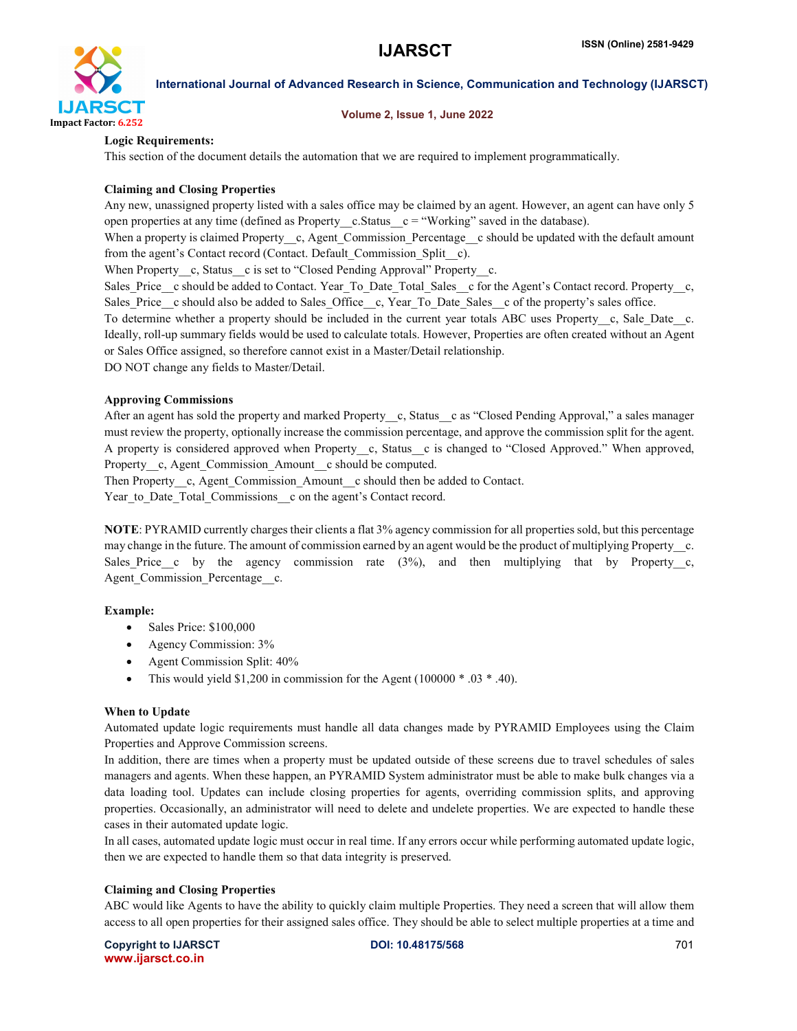**Logic Requirements:**

This section of the document details the automation that we are required to implement programmatically.

**Claiming and Closing Properties**

Any new, unassigned property listed with a sales office may be claimed by an agent. However, an agent can have only 5 open properties at any time (defined as Property__c.Status__c = "Working" saved in the database).

When a property is claimed Property__c, Agent_Commission_Percentage__c should be updated with the default amount from the agent's Contact record (Contact. Default_Commission_Split__c).

When Property__c, Status__c is set to "Closed Pending Approval" Property__c.

Sales_Price__c should be added to Contact. Year_To_Date_Total_Sales__c for the Agent's Contact record. Property__c, Sales_Price__c should also be added to Sales_Office__c, Year_To_Date_Sales__c of the property's sales office.

To determine whether a property should be included in the current year totals ABC uses Property__c, Sale_Date__c. Ideally, roll-up summary fields would be used to calculate totals. However, Properties are often created without an Agent or Sales Office assigned, so therefore cannot exist in a Master/Detail relationship.

DO NOT change any fields to Master/Detail.

**Approving Commissions**

After an agent has sold the property and marked Property__c, Status__c as "Closed Pending Approval," a sales manager must review the property, optionally increase the commission percentage, and approve the commission split for the agent. A property is considered approved when Property__c, Status__c is changed to "Closed Approved." When approved, Property__c, Agent_Commission_Amount__c should be computed.

Then Property__c, Agent_Commission_Amount__c should then be added to Contact.

Year_to_Date_Total_Commissions__c on the agent's Contact record.

**NOTE**: PYRAMID currently charges their clients a flat 3% agency commission for all properties sold, but this percentage may change in the future. The amount of commission earned by an agent would be the product of multiplying Property__c. Sales_Price__c by the agency commission rate (3%), and then multiplying that by Property__c, Agent_Commission_Percentage__c.

**Example:**

- Sales Price: $100,000
- Agency Commission: 3%
- Agent Commission Split: 40%
- This would yield $1,200 in commission for the Agent (100000 * .03 * .40).

**When to Update**

Automated update logic requirements must handle all data changes made by PYRAMID Employees using the Claim Properties and Approve Commission screens.

In addition, there are times when a property must be updated outside of these screens due to travel schedules of sales managers and agents. When these happen, an PYRAMID System administrator must be able to make bulk changes via a data loading tool. Updates can include closing properties for agents, overriding commission splits, and approving properties. Occasionally, an administrator will need to delete and undelete properties. We are expected to handle these cases in their automated update logic.

In all cases, automated update logic must occur in real time. If any errors occur while performing automated update logic, then we are expected to handle them so that data integrity is preserved.

**Claiming and Closing Properties**

ABC would like Agents to have the ability to quickly claim multiple Properties. They need a screen that will allow them access to all open properties for their assigned sales office. They should be able to select multiple properties at a time and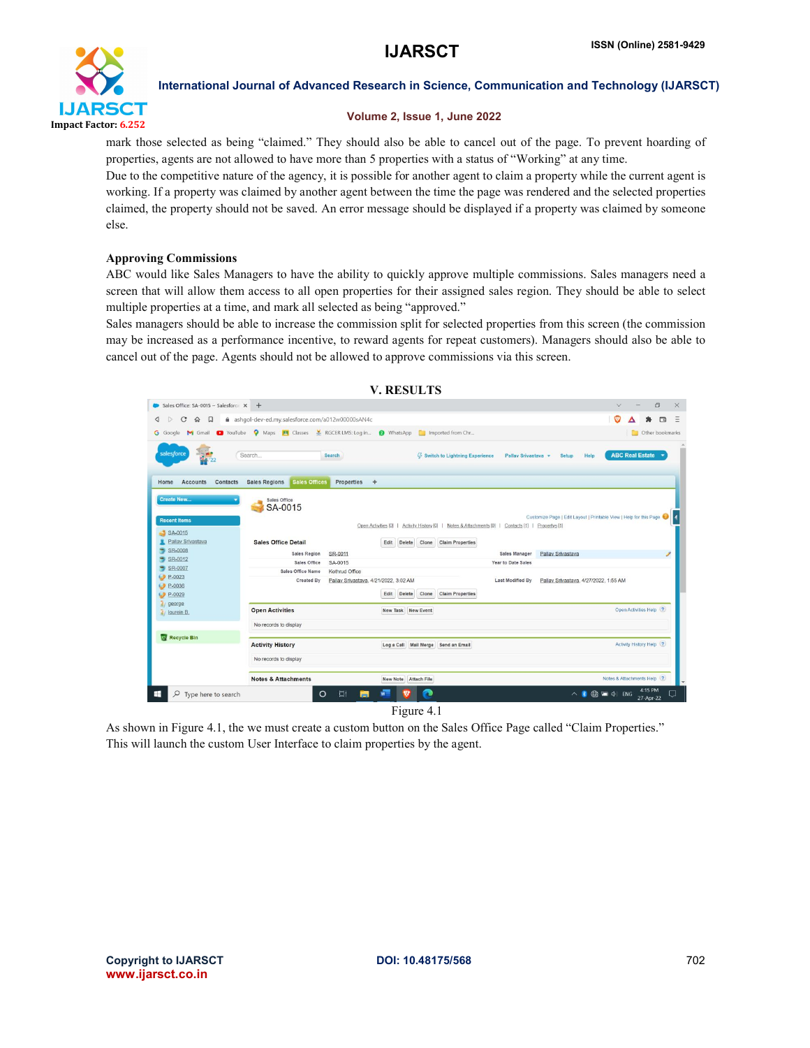mark those selected as being "claimed." They should also be able to cancel out of the page. To prevent hoarding of properties, agents are not allowed to have more than 5 properties with a status of "Working" at any time.

Due to the competitive nature of the agency, it is possible for another agent to claim a property while the current agent is working. If a property was claimed by another agent between the time the page was rendered and the selected properties claimed, the property should not be saved. An error message should be displayed if a property was claimed by someone else.

### Approving Commissions

ABC would like Sales Managers to have the ability to quickly approve multiple commissions. Sales managers need a screen that will allow them access to all open properties for their assigned sales region. They should be able to select multiple properties at a time, and mark all selected as being "approved."

Sales managers should be able to increase the commission split for selected properties from this screen (the commission may be increased as a performance incentive, to reward agents for repeat customers). Managers should also be able to cancel out of the page. Agents should not be allowed to approve commissions via this screen.

## V. RESULTS

Figure 4.1

As shown in Figure 4.1, the we must create a custom button on the Sales Office Page called "Claim Properties." This will launch the custom User Interface to claim properties by the agent.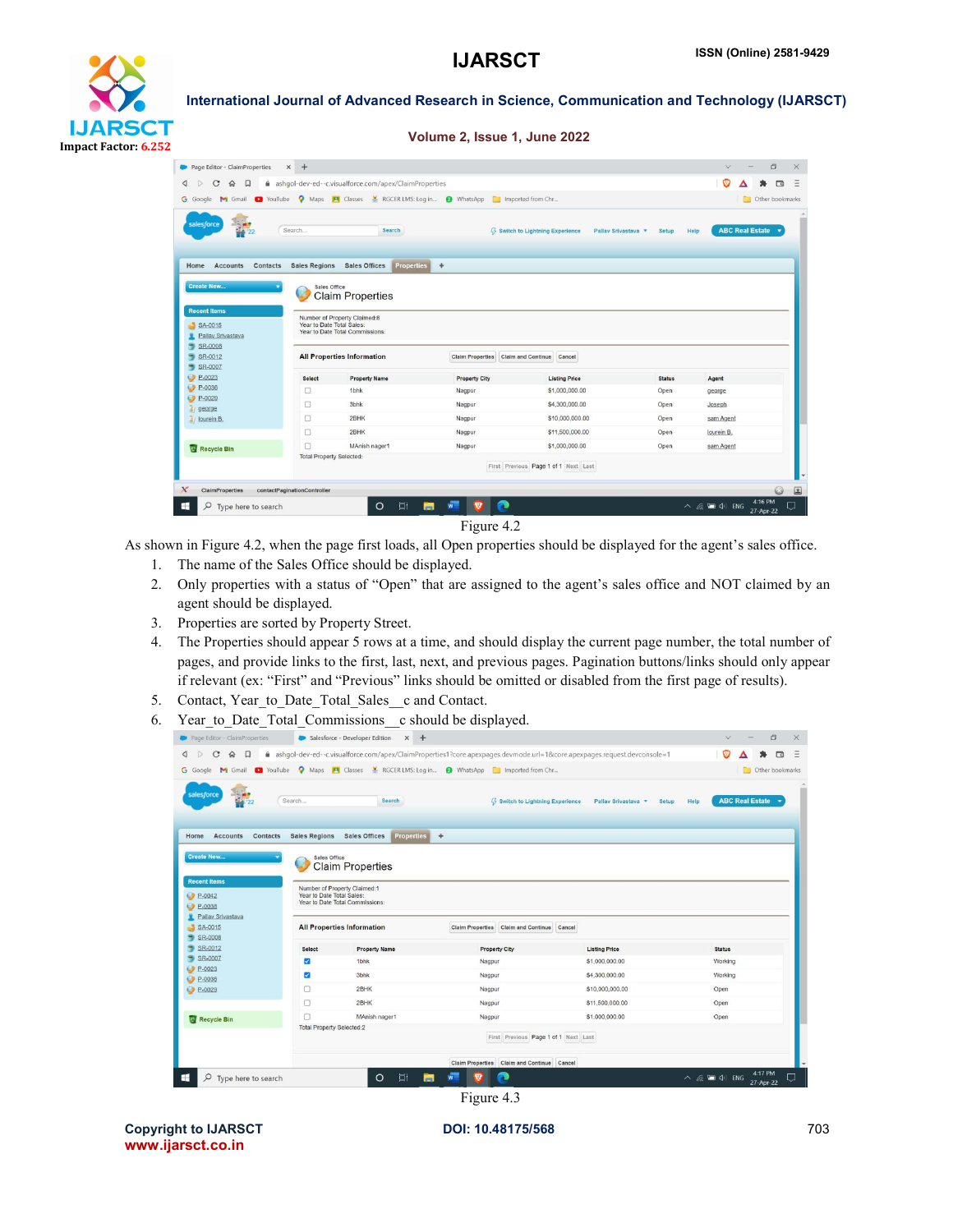Figure 4.2

As shown in Figure 4.2, when the page first loads, all Open properties should be displayed for the agent's sales office.

1. The name of the Sales Office should be displayed.
2. Only properties with a status of "Open" that are assigned to the agent's sales office and NOT claimed by an agent should be displayed.
3. Properties are sorted by Property Street.
4. The Properties should appear 5 rows at a time, and should display the current page number, the total number of pages, and provide links to the first, last, next, and previous pages. Pagination buttons/links should only appear if relevant (ex: "First" and "Previous" links should be omitted or disabled from the first page of results).
5. Contact, Year_to_Date_Total_Sales__c and Contact.
6. Year_to_Date_Total_Commissions__c should be displayed.

Figure 4.3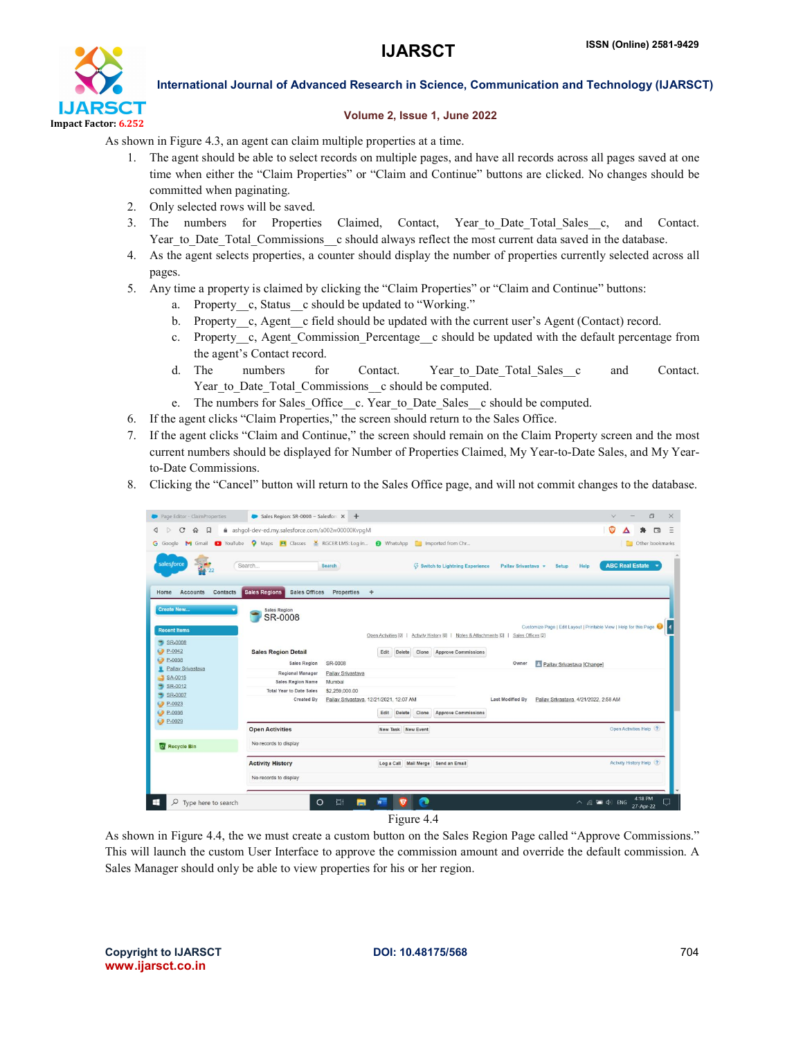As shown in Figure 4.3, an agent can claim multiple properties at a time.

1. The agent should be able to select records on multiple pages, and have all records across all pages saved at one time when either the "Claim Properties" or "Claim and Continue" buttons are clicked. No changes should be committed when paginating.
2. Only selected rows will be saved.
3. The numbers for Properties Claimed, Contact, Year_to_Date_Total_Sales__c, and Contact. Year_to_Date_Total_Commissions__c should always reflect the most current data saved in the database.
4. As the agent selects properties, a counter should display the number of properties currently selected across all pages.
5. Any time a property is claimed by clicking the "Claim Properties" or "Claim and Continue" buttons:
   a. Property__c, Status__c should be updated to "Working."
   b. Property__c, Agent__c field should be updated with the current user's Agent (Contact) record.
   c. Property__c, Agent_Commission_Percentage__c should be updated with the default percentage from the agent's Contact record.
   d. The numbers for Contact. Year_to_Date_Total_Sales__c and Contact. Year_to_Date_Total_Commissions__c should be computed.
   e. The numbers for Sales_Office__c. Year_to_Date_Sales__c should be computed.
6. If the agent clicks "Claim Properties," the screen should return to the Sales Office.
7. If the agent clicks "Claim and Continue," the screen should remain on the Claim Property screen and the most current numbers should be displayed for Number of Properties Claimed, My Year-to-Date Sales, and My Year-to-Date Commissions.
8. Clicking the "Cancel" button will return to the Sales Office page, and will not commit changes to the database.

Figure 4.4

As shown in Figure 4.4, the we must create a custom button on the Sales Region Page called "Approve Commissions." This will launch the custom User Interface to approve the commission amount and override the default commission. A Sales Manager should only be able to view properties for his or her region.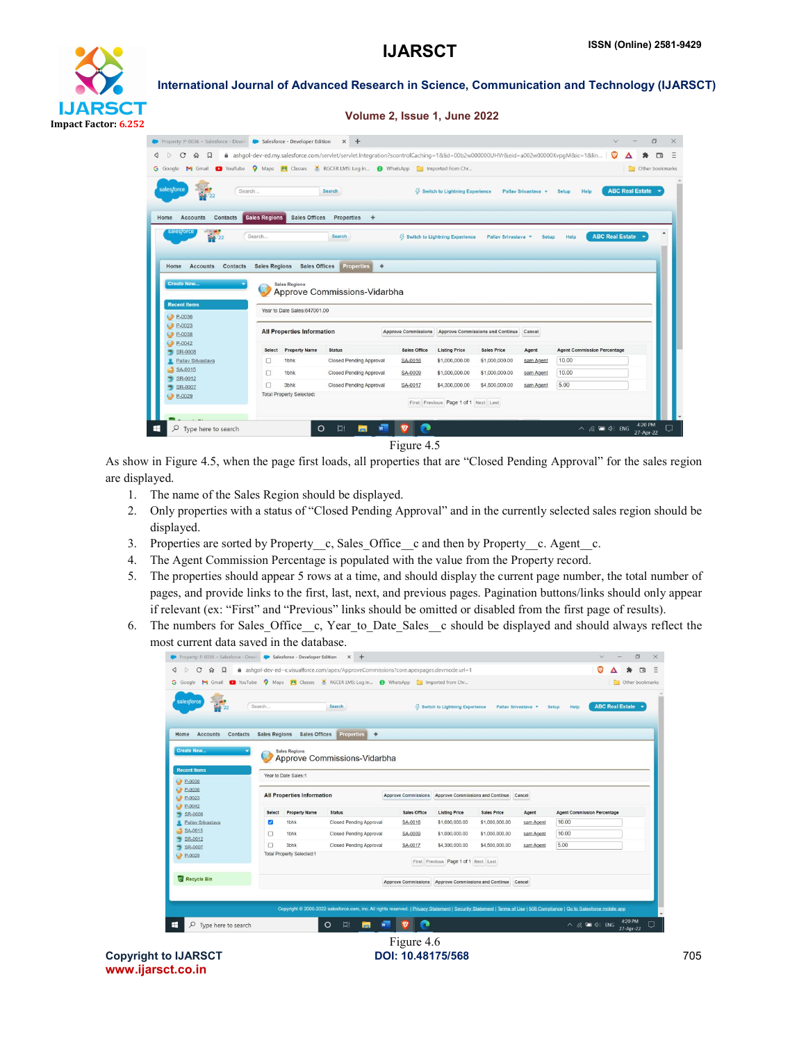Figure 4.5

As show in Figure 4.5, when the page first loads, all properties that are "Closed Pending Approval" for the sales region are displayed.

1. The name of the Sales Region should be displayed.
2. Only properties with a status of "Closed Pending Approval" and in the currently selected sales region should be displayed.
3. Properties are sorted by Property__c, Sales_Office__c and then by Property__c. Agent__c.
4. The Agent Commission Percentage is populated with the value from the Property record.
5. The properties should appear 5 rows at a time, and should display the current page number, the total number of pages, and provide links to the first, last, next, and previous pages. Pagination buttons/links should only appear if relevant (ex: "First" and "Previous" links should be omitted or disabled from the first page of results).
6. The numbers for Sales_Office__c, Year_to_Date_Sales__c should be displayed and should always reflect the most current data saved in the database.

Figure 4.6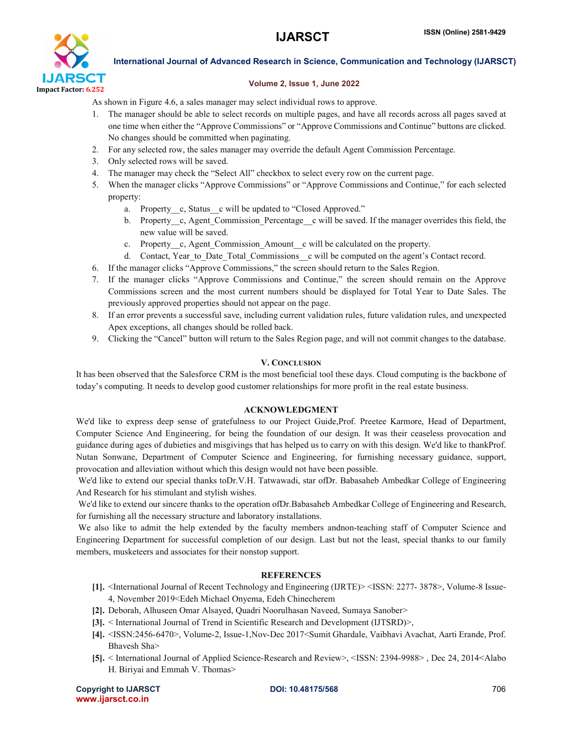As shown in Figure 4.6, a sales manager may select individual rows to approve.

1. The manager should be able to select records on multiple pages, and have all records across all pages saved at one time when either the "Approve Commissions" or "Approve Commissions and Continue" buttons are clicked. No changes should be committed when paginating.
2. For any selected row, the sales manager may override the default Agent Commission Percentage.
3. Only selected rows will be saved.
4. The manager may check the "Select All" checkbox to select every row on the current page.
5. When the manager clicks "Approve Commissions" or "Approve Commissions and Continue," for each selected property:
   a. Property__c, Status__c will be updated to "Closed Approved."
   b. Property__c, Agent_Commission_Percentage__c will be saved. If the manager overrides this field, the new value will be saved.
   c. Property__c, Agent_Commission_Amount__c will be calculated on the property.
   d. Contact, Year_to_Date_Total_Commissions__c will be computed on the agent's Contact record.
6. If the manager clicks "Approve Commissions," the screen should return to the Sales Region.
7. If the manager clicks "Approve Commissions and Continue," the screen should remain on the Approve Commissions screen and the most current numbers should be displayed for Total Year to Date Sales. The previously approved properties should not appear on the page.
8. If an error prevents a successful save, including current validation rules, future validation rules, and unexpected Apex exceptions, all changes should be rolled back.
9. Clicking the "Cancel" button will return to the Sales Region page, and will not commit changes to the database.

## V. Conclusion

It has been observed that the Salesforce CRM is the most beneficial tool these days. Cloud computing is the backbone of today's computing. It needs to develop good customer relationships for more profit in the real estate business.

## ACKNOWLEDGMENT

We'd like to express deep sense of gratefulness to our Project Guide,Prof. Preetee Karmore, Head of Department, Computer Science And Engineering, for being the foundation of our design. It was their ceaseless provocation and guidance during ages of dubieties and misgivings that has helped us to carry on with this design. We'd like to thankProf. Nutan Sonwane, Department of Computer Science and Engineering, for furnishing necessary guidance, support, provocation and alleviation without which this design would not have been possible.

We'd like to extend our special thanks toDr.V.H. Tatwawadi, star ofDr. Babasaheb Ambedkar College of Engineering And Research for his stimulant and stylish wishes.

We'd like to extend our sincere thanks to the operation ofDr.Babasaheb Ambedkar College of Engineering and Research, for furnishing all the necessary structure and laboratory installations.

We also like to admit the help extended by the faculty members andnon-teaching staff of Computer Science and Engineering Department for successful completion of our design. Last but not the least, special thanks to our family members, musketeers and associates for their nonstop support.

## REFERENCES

**[1].** <International Journal of Recent Technology and Engineering (IJRTE)> <ISSN: 2277- 3878>, Volume-8 Issue-4, November 2019<Edeh Michael Onyema, Edeh Chinecherem

**[2].** Deborah, Alhuseen Omar Alsayed, Quadri Noorulhasan Naveed, Sumaya Sanober>

**[3].** < International Journal of Trend in Scientific Research and Development (IJTSRD)>,

**[4].** <ISSN:2456-6470>, Volume-2, Issue-1,Nov-Dec 2017<Sumit Ghardale, Vaibhavi Avachat, Aarti Erande, Prof. Bhavesh Sha>

**[5].** < International Journal of Applied Science-Research and Review>, <ISSN: 2394-9988> , Dec 24, 2014<Alabo H. Biriyai and Emmah V. Thomas>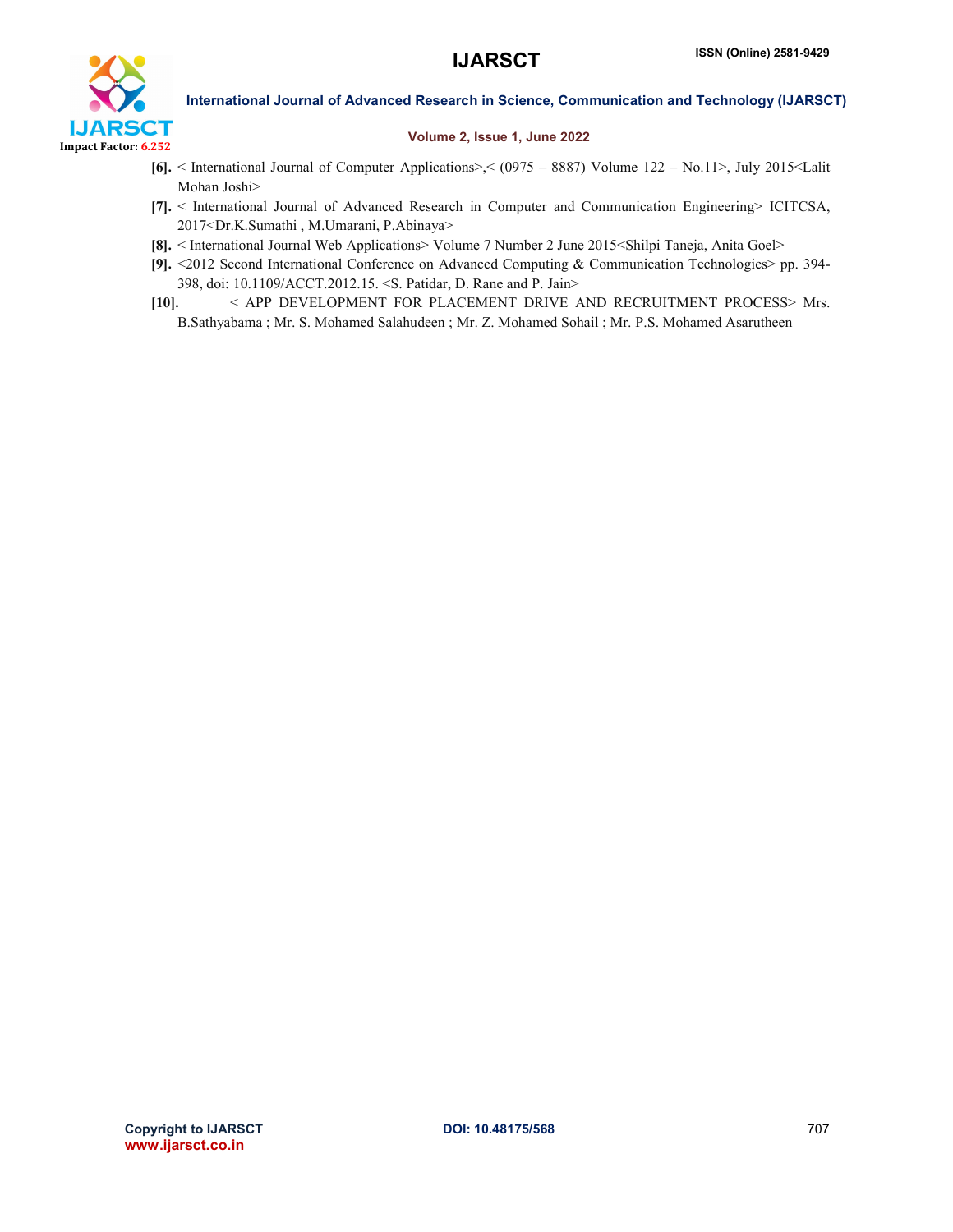**[6].** < International Journal of Computer Applications>,< (0975 – 8887) Volume 122 – No.11>, July 2015<Lalit Mohan Joshi>

**[7].** < International Journal of Advanced Research in Computer and Communication Engineering> ICITCSA, 2017<Dr.K.Sumathi , M.Umarani, P.Abinaya>

**[8].** < International Journal Web Applications> Volume 7 Number 2 June 2015<Shilpi Taneja, Anita Goel>

**[9].** <2012 Second International Conference on Advanced Computing & Communication Technologies> pp. 394-398, doi: 10.1109/ACCT.2012.15. <S. Patidar, D. Rane and P. Jain>

**[10].** < APP DEVELOPMENT FOR PLACEMENT DRIVE AND RECRUITMENT PROCESS> Mrs. B.Sathyabama ; Mr. S. Mohamed Salahudeen ; Mr. Z. Mohamed Sohail ; Mr. P.S. Mohamed Asarutheen